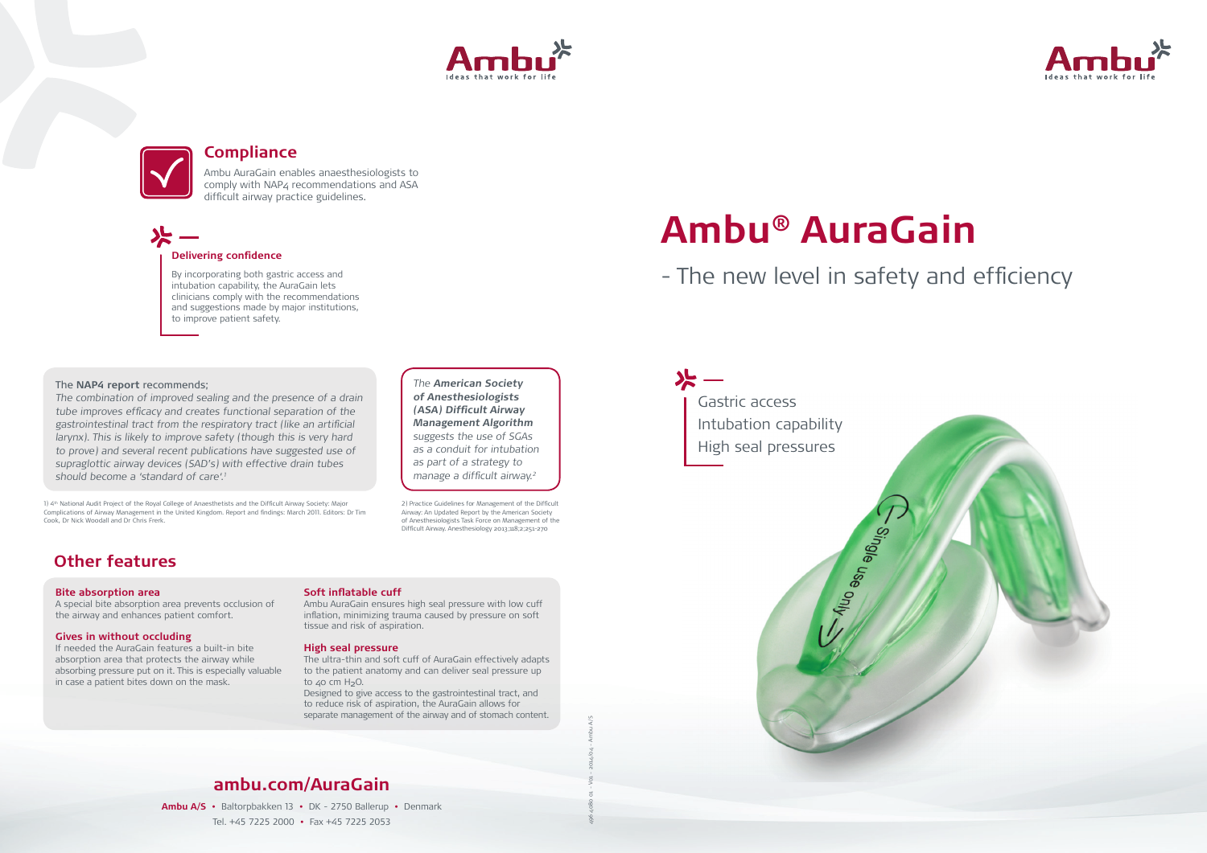# Ambu® AuraGain

## - The new level in safety and efficiency

- Gastric access
- Intubation capability
- High seal pressures

## Compliance

Ambu AuraGain enables anaesthesiologists to comply with NAP4 recommendations and ASA difficult airway practice guidelines.

### Delivering confidence

By incorporating both gastric access and intubation capability, the AuraGain lets clinicians comply with the recommendations and suggestions made by major institutions, to improve patient safety.

The **NAP4 report** recommends;

*The combination of improved sealing and the presence of a drain tube improves efficacy and creates functional separation of the gastrointestinal tract from the respiratory tract (like an artificial larynx). This is likely to improve safety (though this is very hard to prove) and several recent publications have suggested use of supraglottic airway devices (SAD's) with effective drain tubes should become a 'standard of care'.*[1]

*The **American Society of Anesthesiologists (ASA) Difficult Airway Management Algorithm** suggests the use of SGAs as a conduit for intubation as part of a strategy to manage a difficult airway.*[2]

1) 4th National Audit Project of the Royal College of Anaesthetists and the Difficult Airway Society: Major Complications of Airway Management in the United Kingdom. Report and findings: March 2011. Editors: Dr Tim Cook, Dr Nick Woodall and Dr Chris Frerk.

2) Practice Guidelines for Management of the Difficult Airway: An Updated Report by the American Society of Anesthesiologists Task Force on Management of the Difficult Airway. Anesthesiology 2013;118;2;251-270

## Other features

**Bite absorption area**
A special bite absorption area prevents occlusion of the airway and enhances patient comfort.

**Gives in without occluding**
If needed the AuraGain features a built-in bite absorption area that protects the airway while absorbing pressure put on it. This is especially valuable in case a patient bites down on the mask.

**Soft inflatable cuff**
Ambu AuraGain ensures high seal pressure with low cuff inflation, minimizing trauma caused by pressure on soft tissue and risk of aspiration.

**High seal pressure**
The ultra-thin and soft cuff of AuraGain effectively adapts to the patient anatomy and can deliver seal pressure up to 40 cm $H_2O$.
Designed to give access to the gastrointestinal tract, and to reduce risk of aspiration, the AuraGain allows for separate management of the airway and of stomach content.

## ambu.com/AuraGain

**Ambu A/S** • Baltorpbakken 13 • DK - 2750 Ballerup • Denmark
Tel. +45 7225 2000 • Fax +45 7225 2053

496 4080 01 - V01 - 2014/04 - Ambu A/S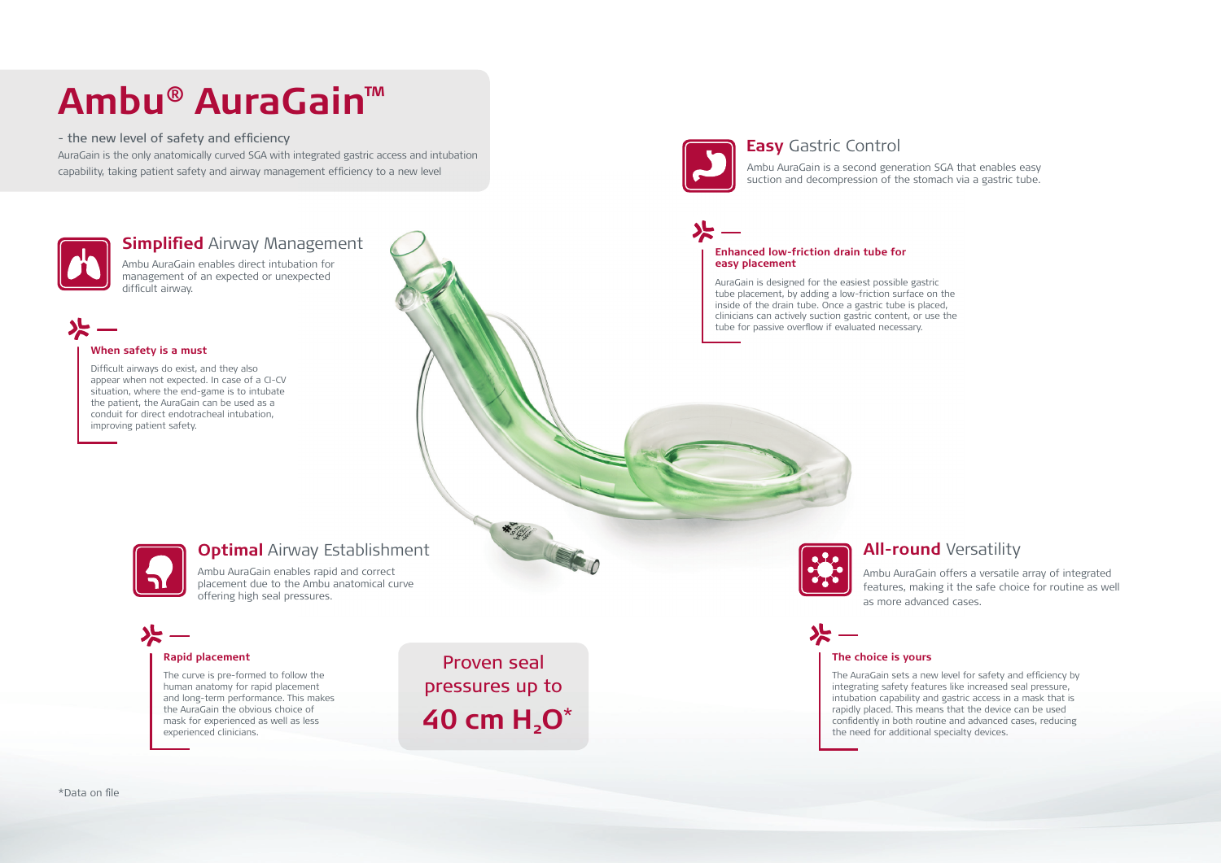# Ambu® AuraGain™

- the new level of safety and efficiency

AuraGain is the only anatomically curved SGA with integrated gastric access and intubation capability, taking patient safety and airway management efficiency to a new level

## **Simplified** Airway Management

Ambu AuraGain enables direct intubation for management of an expected or unexpected difficult airway.

### When safety is a must

Difficult airways do exist, and they also appear when not expected. In case of a CI-CV situation, where the end-game is to intubate the patient, the AuraGain can be used as a conduit for direct endotracheal intubation, improving patient safety.

## **Optimal** Airway Establishment

Ambu AuraGain enables rapid and correct placement due to the Ambu anatomical curve offering high seal pressures.

### Rapid placement

The curve is pre-formed to follow the human anatomy for rapid placement and long-term performance. This makes the AuraGain the obvious choice of mask for experienced as well as less experienced clinicians.

Proven seal pressures up to

**40 cm $H_2O$***

## **Easy** Gastric Control

Ambu AuraGain is a second generation SGA that enables easy suction and decompression of the stomach via a gastric tube.

### Enhanced low-friction drain tube for easy placement

AuraGain is designed for the easiest possible gastric tube placement, by adding a low-friction surface on the inside of the drain tube. Once a gastric tube is placed, clinicians can actively suction gastric content, or use the tube for passive overflow if evaluated necessary.

## **All-round** Versatility

Ambu AuraGain offers a versatile array of integrated features, making it the safe choice for routine as well as more advanced cases.

### The choice is yours

The AuraGain sets a new level for safety and efficiency by integrating safety features like increased seal pressure, intubation capability and gastric access in a mask that is rapidly placed. This means that the device can be used confidently in both routine and advanced cases, reducing the need for additional specialty devices.

*Data on file